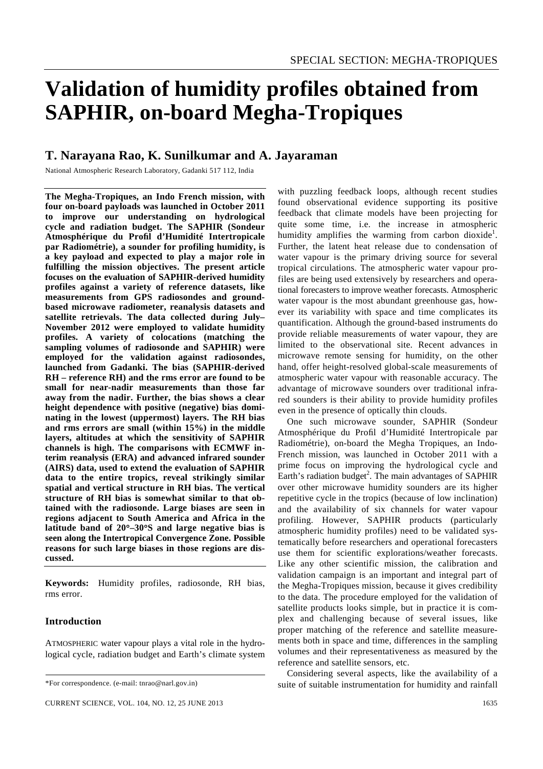# Validation of humidity profiles obtained from SAPHIR, on-board Megha-Tropiques

## T. Narayana Rao, K. Sunilkumar and A. Jayaraman

National Atmospheric Research Laboratory, Gadanki 517 112, India

**The Megha-Tropiques, an Indo French mission, with four on-board payloads was launched in October 2011 to improve our understanding on hydrological cycle and radiation budget. The SAPHIR (Sondeur Atmosphérique du Profil d'Humidité Intertropicale par Radiométrie), a sounder for profiling humidity, is a key payload and expected to play a major role in fulfilling the mission objectives. The present article focuses on the evaluation of SAPHIR-derived humidity profiles against a variety of reference datasets, like measurements from GPS radiosondes and ground-based microwave radiometer, reanalysis datasets and satellite retrievals. The data collected during July–November 2012 were employed to validate humidity profiles. A variety of colocations (matching the sampling volumes of radiosonde and SAPHIR) were employed for the validation against radiosondes, launched from Gadanki. The bias (SAPHIR-derived RH – reference RH) and the rms error are found to be small for near-nadir measurements than those far away from the nadir. Further, the bias shows a clear height dependence with positive (negative) bias dominating in the lowest (uppermost) layers. The RH bias and rms errors are small (within 15%) in the middle layers, altitudes at which the sensitivity of SAPHIR channels is high. The comparisons with ECMWF interim reanalysis (ERA) and advanced infrared sounder (AIRS) data, used to extend the evaluation of SAPHIR data to the entire tropics, reveal strikingly similar spatial and vertical structure in RH bias. The vertical structure of RH bias is somewhat similar to that obtained with the radiosonde. Large biases are seen in regions adjacent to South America and Africa in the latitude band of 20°–30°S and large negative bias is seen along the Intertropical Convergence Zone. Possible reasons for such large biases in those regions are discussed.**

**Keywords:** Humidity profiles, radiosonde, RH bias, rms error.

### Introduction

ATMOSPHERIC water vapour plays a vital role in the hydrological cycle, radiation budget and Earth's climate system with puzzling feedback loops, although recent studies found observational evidence supporting its positive feedback that climate models have been projecting for quite some time, i.e. the increase in atmospheric humidity amplifies the warming from carbon dioxide[1]. Further, the latent heat release due to condensation of water vapour is the primary driving source for several tropical circulations. The atmospheric water vapour profiles are being used extensively by researchers and operational forecasters to improve weather forecasts. Atmospheric water vapour is the most abundant greenhouse gas, however its variability with space and time complicates its quantification. Although the ground-based instruments do provide reliable measurements of water vapour, they are limited to the observational site. Recent advances in microwave remote sensing for humidity, on the other hand, offer height-resolved global-scale measurements of atmospheric water vapour with reasonable accuracy. The advantage of microwave sounders over traditional infrared sounders is their ability to provide humidity profiles even in the presence of optically thin clouds.

One such microwave sounder, SAPHIR (Sondeur Atmosphérique du Profil d'Humidité Intertropicale par Radiométrie), on-board the Megha Tropiques, an Indo-French mission, was launched in October 2011 with a prime focus on improving the hydrological cycle and Earth's radiation budget[2]. The main advantages of SAPHIR over other microwave humidity sounders are its higher repetitive cycle in the tropics (because of low inclination) and the availability of six channels for water vapour profiling. However, SAPHIR products (particularly atmospheric humidity profiles) need to be validated systematically before researchers and operational forecasters use them for scientific explorations/weather forecasts. Like any other scientific mission, the calibration and validation campaign is an important and integral part of the Megha-Tropiques mission, because it gives credibility to the data. The procedure employed for the validation of satellite products looks simple, but in practice it is complex and challenging because of several issues, like proper matching of the reference and satellite measurements both in space and time, differences in the sampling volumes and their representativeness as measured by the reference and satellite sensors, etc.

Considering several aspects, like the availability of a suite of suitable instrumentation for humidity and rainfall

\*For correspondence. (e-mail: tnrao@narl.gov.in)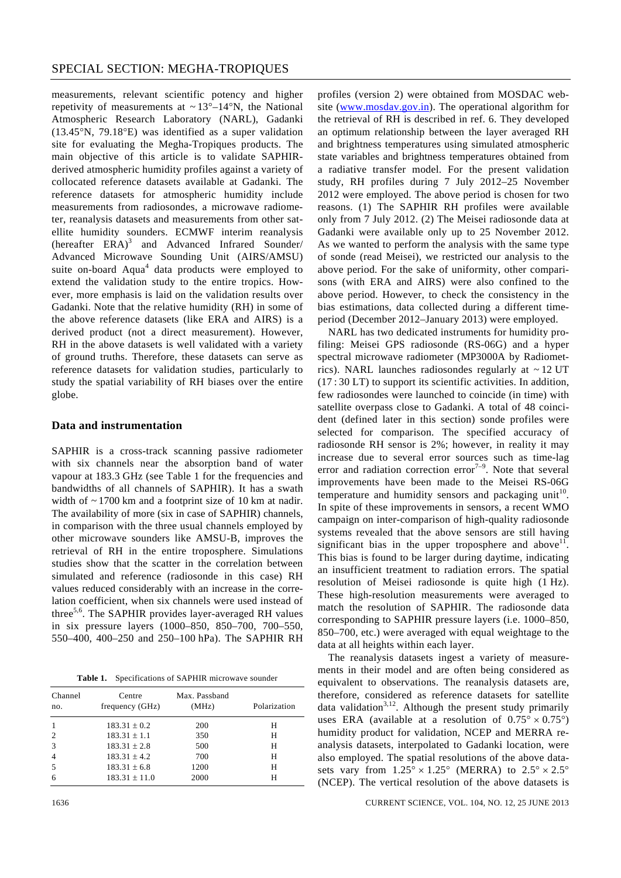measurements, relevant scientific potency and higher repetivity of measurements at ~13°–14°N, the National Atmospheric Research Laboratory (NARL), Gadanki (13.45°N, 79.18°E) was identified as a super validation site for evaluating the Megha-Tropiques products. The main objective of this article is to validate SAPHIR-derived atmospheric humidity profiles against a variety of collocated reference datasets available at Gadanki. The reference datasets for atmospheric humidity include measurements from radiosondes, a microwave radiometer, reanalysis datasets and measurements from other satellite humidity sounders. ECMWF interim reanalysis (hereafter ERA)[3] and Advanced Infrared Sounder/Advanced Microwave Sounding Unit (AIRS/AMSU) suite on-board Aqua[4] data products were employed to extend the validation study to the entire tropics. However, more emphasis is laid on the validation results over Gadanki. Note that the relative humidity (RH) in some of the above reference datasets (like ERA and AIRS) is a derived product (not a direct measurement). However, RH in the above datasets is well validated with a variety of ground truths. Therefore, these datasets can serve as reference datasets for validation studies, particularly to study the spatial variability of RH biases over the entire globe.

## Data and instrumentation

SAPHIR is a cross-track scanning passive radiometer with six channels near the absorption band of water vapour at 183.3 GHz (see Table 1 for the frequencies and bandwidths of all channels of SAPHIR). It has a swath width of ~1700 km and a footprint size of 10 km at nadir. The availability of more (six in case of SAPHIR) channels, in comparison with the three usual channels employed by other microwave sounders like AMSU-B, improves the retrieval of RH in the entire troposphere. Simulations studies show that the scatter in the correlation between simulated and reference (radiosonde in this case) RH values reduced considerably with an increase in the correlation coefficient, when six channels were used instead of three[5,6]. The SAPHIR provides layer-averaged RH values in six pressure layers (1000–850, 850–700, 700–550, 550–400, 400–250 and 250–100 hPa). The SAPHIR RH profiles (version 2) were obtained from MOSDAC website (www.mosdav.gov.in). The operational algorithm for the retrieval of RH is described in ref. 6. They developed an optimum relationship between the layer averaged RH and brightness temperatures using simulated atmospheric state variables and brightness temperatures obtained from a radiative transfer model. For the present validation study, RH profiles during 7 July 2012–25 November 2012 were employed. The above period is chosen for two reasons. (1) The SAPHIR RH profiles were available only from 7 July 2012. (2) The Meisei radiosonde data at Gadanki were available only up to 25 November 2012. As we wanted to perform the analysis with the same type of sonde (read Meisei), we restricted our analysis to the above period. For the sake of uniformity, other comparisons (with ERA and AIRS) were also confined to the above period. However, to check the consistency in the bias estimations, data collected during a different time-period (December 2012–January 2013) were employed.

**Table 1.** Specifications of SAPHIR microwave sounder

| Channel no. | Centre frequency (GHz) | Max. Passband (MHz) | Polarization |
|---|---|---|---|
| 1 | 183.31 ± 0.2 | 200 | H |
| 2 | 183.31 ± 1.1 | 350 | H |
| 3 | 183.31 ± 2.8 | 500 | H |
| 4 | 183.31 ± 4.2 | 700 | H |
| 5 | 183.31 ± 6.8 | 1200 | H |
| 6 | 183.31 ± 11.0 | 2000 | H |

NARL has two dedicated instruments for humidity profiling: Meisei GPS radiosonde (RS-06G) and a hyper spectral microwave radiometer (MP3000A by Radiometrics). NARL launches radiosondes regularly at ~12 UT (17 : 30 LT) to support its scientific activities. In addition, few radiosondes were launched to coincide (in time) with satellite overpass close to Gadanki. A total of 48 coincident (defined later in this section) sonde profiles were selected for comparison. The specified accuracy of radiosonde RH sensor is 2%; however, in reality it may increase due to several error sources such as time-lag error and radiation correction error[7–9]. Note that several improvements have been made to the Meisei RS-06G temperature and humidity sensors and packaging unit[10]. In spite of these improvements in sensors, a recent WMO campaign on inter-comparison of high-quality radiosonde systems revealed that the above sensors are still having significant bias in the upper troposphere and above[11]. This bias is found to be larger during daytime, indicating an insufficient treatment to radiation errors. The spatial resolution of Meisei radiosonde is quite high (1 Hz). These high-resolution measurements were averaged to match the resolution of SAPHIR. The radiosonde data corresponding to SAPHIR pressure layers (i.e. 1000–850, 850–700, etc.) were averaged with equal weightage to the data at all heights within each layer.

The reanalysis datasets ingest a variety of measurements in their model and are often being considered as equivalent to observations. The reanalysis datasets are, therefore, considered as reference datasets for satellite data validation[3,12]. Although the present study primarily uses ERA (available at a resolution of 0.75° × 0.75°) humidity product for validation, NCEP and MERRA reanalysis datasets, interpolated to Gadanki location, were also employed. The spatial resolutions of the above datasets vary from 1.25° × 1.25° (MERRA) to 2.5° × 2.5° (NCEP). The vertical resolution of the above datasets is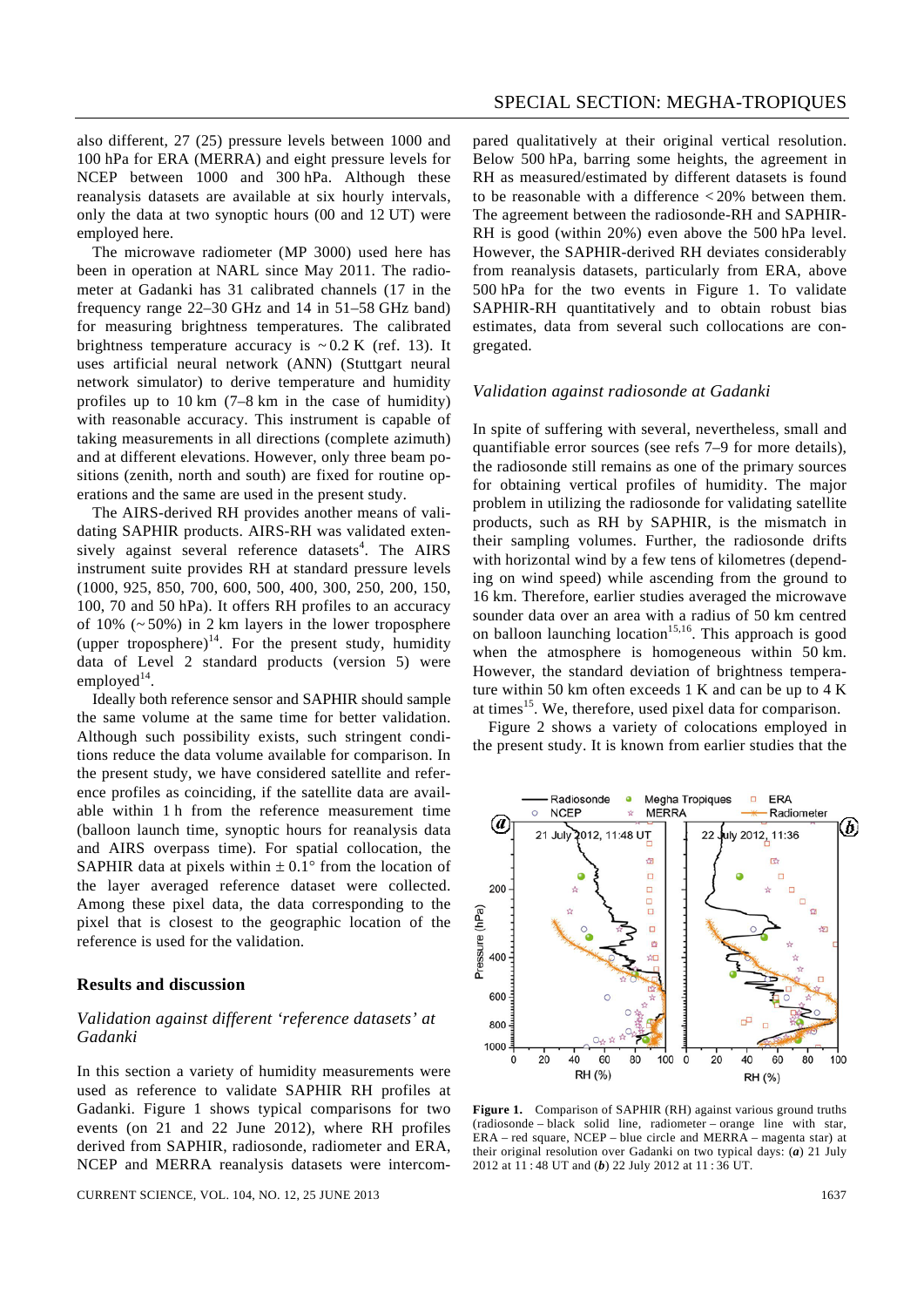also different, 27 (25) pressure levels between 1000 and 100 hPa for ERA (MERRA) and eight pressure levels for NCEP between 1000 and 300 hPa. Although these reanalysis datasets are available at six hourly intervals, only the data at two synoptic hours (00 and 12 UT) were employed here.

The microwave radiometer (MP 3000) used here has been in operation at NARL since May 2011. The radiometer at Gadanki has 31 calibrated channels (17 in the frequency range 22–30 GHz and 14 in 51–58 GHz band) for measuring brightness temperatures. The calibrated brightness temperature accuracy is ~ 0.2 K (ref. 13). It uses artificial neural network (ANN) (Stuttgart neural network simulator) to derive temperature and humidity profiles up to 10 km (7–8 km in the case of humidity) with reasonable accuracy. This instrument is capable of taking measurements in all directions (complete azimuth) and at different elevations. However, only three beam positions (zenith, north and south) are fixed for routine operations and the same are used in the present study.

The AIRS-derived RH provides another means of validating SAPHIR products. AIRS-RH was validated extensively against several reference datasets[4]. The AIRS instrument suite provides RH at standard pressure levels (1000, 925, 850, 700, 600, 500, 400, 300, 250, 200, 150, 100, 70 and 50 hPa). It offers RH profiles to an accuracy of 10% (~ 50%) in 2 km layers in the lower troposphere (upper troposphere)[14]. For the present study, humidity data of Level 2 standard products (version 5) were employed[14].

Ideally both reference sensor and SAPHIR should sample the same volume at the same time for better validation. Although such possibility exists, such stringent conditions reduce the data volume available for comparison. In the present study, we have considered satellite and reference profiles as coinciding, if the satellite data are available within 1 h from the reference measurement time (balloon launch time, synoptic hours for reanalysis data and AIRS overpass time). For spatial collocation, the SAPHIR data at pixels within ± 0.1° from the location of the layer averaged reference dataset were collected. Among these pixel data, the data corresponding to the pixel that is closest to the geographic location of the reference is used for the validation.

## Results and discussion

### *Validation against different 'reference datasets' at Gadanki*

In this section a variety of humidity measurements were used as reference to validate SAPHIR RH profiles at Gadanki. Figure 1 shows typical comparisons for two events (on 21 and 22 June 2012), where RH profiles derived from SAPHIR, radiosonde, radiometer and ERA, NCEP and MERRA reanalysis datasets were intercompared qualitatively at their original vertical resolution. Below 500 hPa, barring some heights, the agreement in RH as measured/estimated by different datasets is found to be reasonable with a difference < 20% between them. The agreement between the radiosonde-RH and SAPHIR-RH is good (within 20%) even above the 500 hPa level. However, the SAPHIR-derived RH deviates considerably from reanalysis datasets, particularly from ERA, above 500 hPa for the two events in Figure 1. To validate SAPHIR-RH quantitatively and to obtain robust bias estimates, data from several such collocations are congregated.

### *Validation against radiosonde at Gadanki*

In spite of suffering with several, nevertheless, small and quantifiable error sources (see refs 7–9 for more details), the radiosonde still remains as one of the primary sources for obtaining vertical profiles of humidity. The major problem in utilizing the radiosonde for validating satellite products, such as RH by SAPHIR, is the mismatch in their sampling volumes. Further, the radiosonde drifts with horizontal wind by a few tens of kilometres (depending on wind speed) while ascending from the ground to 16 km. Therefore, earlier studies averaged the microwave sounder data over an area with a radius of 50 km centred on balloon launching location[15,16]. This approach is good when the atmosphere is homogeneous within 50 km. However, the standard deviation of brightness temperature within 50 km often exceeds 1 K and can be up to 4 K at times[15]. We, therefore, used pixel data for comparison.

Figure 2 shows a variety of colocations employed in the present study. It is known from earlier studies that the

**Figure 1.** Comparison of SAPHIR (RH) against various ground truths (radiosonde – black solid line, radiometer – orange line with star, ERA – red square, NCEP – blue circle and MERRA – magenta star) at their original resolution over Gadanki on two typical days: (***a***) 21 July 2012 at 11 : 48 UT and (***b***) 22 July 2012 at 11 : 36 UT.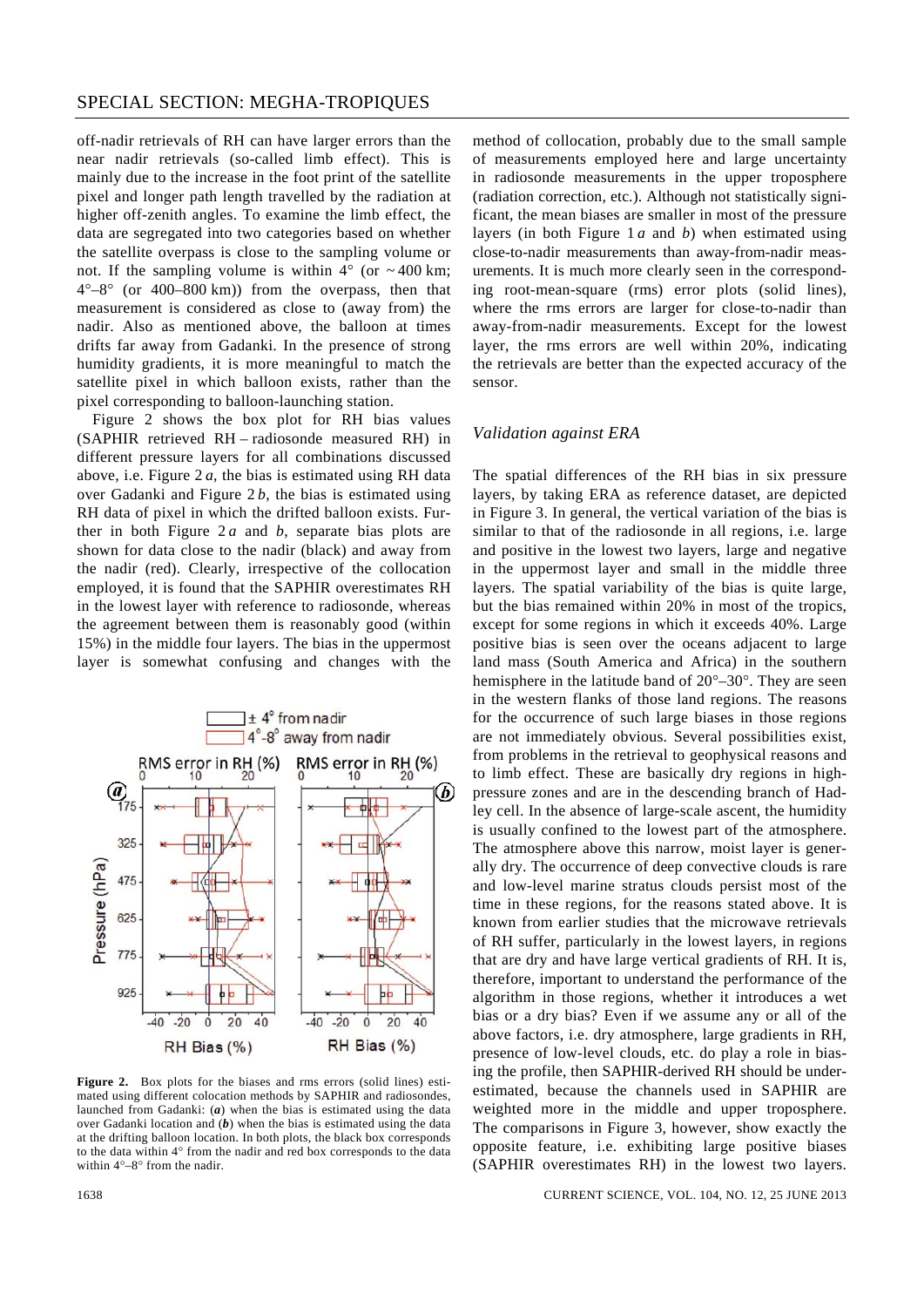off-nadir retrievals of RH can have larger errors than the near nadir retrievals (so-called limb effect). This is mainly due to the increase in the foot print of the satellite pixel and longer path length travelled by the radiation at higher off-zenith angles. To examine the limb effect, the data are segregated into two categories based on whether the satellite overpass is close to the sampling volume or not. If the sampling volume is within 4° (or ~ 400 km; 4°–8° (or 400–800 km)) from the overpass, then that measurement is considered as close to (away from) the nadir. Also as mentioned above, the balloon at times drifts far away from Gadanki. In the presence of strong humidity gradients, it is more meaningful to match the satellite pixel in which balloon exists, rather than the pixel corresponding to balloon-launching station.

Figure 2 shows the box plot for RH bias values (SAPHIR retrieved RH – radiosonde measured RH) in different pressure layers for all combinations discussed above, i.e. Figure 2 *a*, the bias is estimated using RH data over Gadanki and Figure 2 *b*, the bias is estimated using RH data of pixel in which the drifted balloon exists. Further in both Figure 2 *a* and *b*, separate bias plots are shown for data close to the nadir (black) and away from the nadir (red). Clearly, irrespective of the collocation employed, it is found that the SAPHIR overestimates RH in the lowest layer with reference to radiosonde, whereas the agreement between them is reasonably good (within 15%) in the middle four layers. The bias in the uppermost layer is somewhat confusing and changes with the method of collocation, probably due to the small sample of measurements employed here and large uncertainty in radiosonde measurements in the upper troposphere (radiation correction, etc.). Although not statistically significant, the mean biases are smaller in most of the pressure layers (in both Figure 1 *a* and *b*) when estimated using close-to-nadir measurements than away-from-nadir measurements. It is much more clearly seen in the corresponding root-mean-square (rms) error plots (solid lines), where the rms errors are larger for close-to-nadir than away-from-nadir measurements. Except for the lowest layer, the rms errors are well within 20%, indicating the retrievals are better than the expected accuracy of the sensor.

**Figure 2.** Box plots for the biases and rms errors (solid lines) estimated using different colocation methods by SAPHIR and radiosondes, launched from Gadanki: (***a***) when the bias is estimated using the data over Gadanki location and (***b***) when the bias is estimated using the data at the drifting balloon location. In both plots, the black box corresponds to the data within 4° from the nadir and red box corresponds to the data within 4°–8° from the nadir.

### *Validation against ERA*

The spatial differences of the RH bias in six pressure layers, by taking ERA as reference dataset, are depicted in Figure 3. In general, the vertical variation of the bias is similar to that of the radiosonde in all regions, i.e. large and positive in the lowest two layers, large and negative in the uppermost layer and small in the middle three layers. The spatial variability of the bias is quite large, but the bias remained within 20% in most of the tropics, except for some regions in which it exceeds 40%. Large positive bias is seen over the oceans adjacent to large land mass (South America and Africa) in the southern hemisphere in the latitude band of 20°–30°. They are seen in the western flanks of those land regions. The reasons for the occurrence of such large biases in those regions are not immediately obvious. Several possibilities exist, from problems in the retrieval to geophysical reasons and to limb effect. These are basically dry regions in high-pressure zones and are in the descending branch of Hadley cell. In the absence of large-scale ascent, the humidity is usually confined to the lowest part of the atmosphere. The atmosphere above this narrow, moist layer is generally dry. The occurrence of deep convective clouds is rare and low-level marine stratus clouds persist most of the time in these regions, for the reasons stated above. It is known from earlier studies that the microwave retrievals of RH suffer, particularly in the lowest layers, in regions that are dry and have large vertical gradients of RH. It is, therefore, important to understand the performance of the algorithm in those regions, whether it introduces a wet bias or a dry bias? Even if we assume any or all of the above factors, i.e. dry atmosphere, large gradients in RH, presence of low-level clouds, etc. do play a role in biasing the profile, then SAPHIR-derived RH should be underestimated, because the channels used in SAPHIR are weighted more in the middle and upper troposphere. The comparisons in Figure 3, however, show exactly the opposite feature, i.e. exhibiting large positive biases (SAPHIR overestimates RH) in the lowest two layers.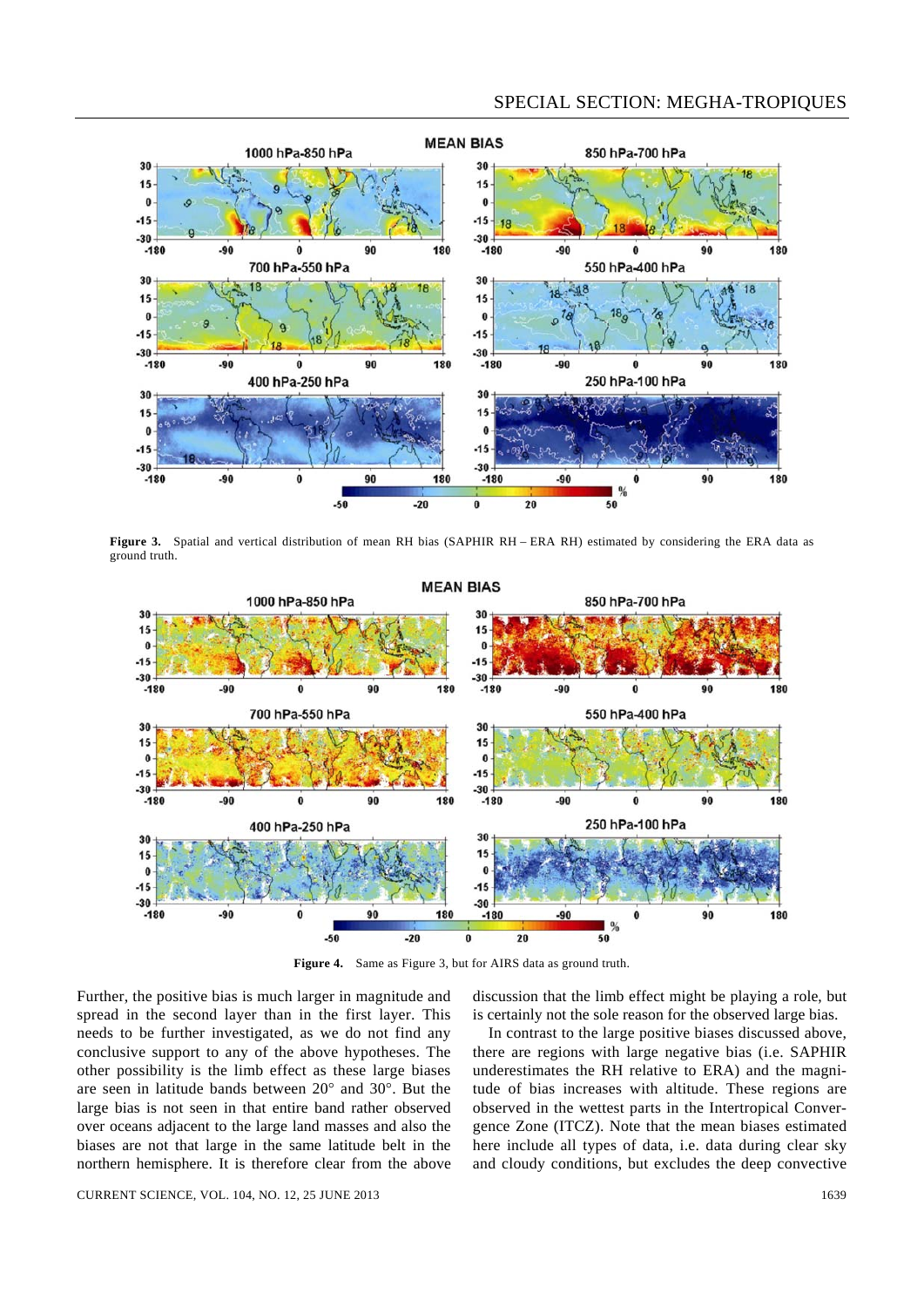**Figure 3.** Spatial and vertical distribution of mean RH bias (SAPHIR RH – ERA RH) estimated by considering the ERA data as ground truth.

**Figure 4.** Same as Figure 3, but for AIRS data as ground truth.

Further, the positive bias is much larger in magnitude and spread in the second layer than in the first layer. This needs to be further investigated, as we do not find any conclusive support to any of the above hypotheses. The other possibility is the limb effect as these large biases are seen in latitude bands between 20° and 30°. But the large bias is not seen in that entire band rather observed over oceans adjacent to the large land masses and also the biases are not that large in the same latitude belt in the northern hemisphere. It is therefore clear from the above discussion that the limb effect might be playing a role, but is certainly not the sole reason for the observed large bias.

In contrast to the large positive biases discussed above, there are regions with large negative bias (i.e. SAPHIR underestimates the RH relative to ERA) and the magnitude of bias increases with altitude. These regions are observed in the wettest parts in the Intertropical Convergence Zone (ITCZ). Note that the mean biases estimated here include all types of data, i.e. data during clear sky and cloudy conditions, but excludes the deep convective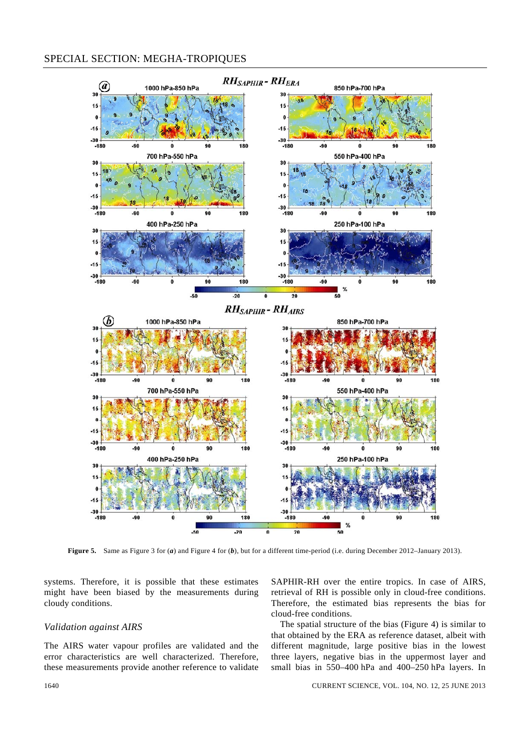**Figure 5.** Same as Figure 3 for (*a*) and Figure 4 for (*b*), but for a different time-period (i.e. during December 2012–January 2013).

systems. Therefore, it is possible that these estimates might have been biased by the measurements during cloudy conditions.

### Validation against AIRS

The AIRS water vapour profiles are validated and the error characteristics are well characterized. Therefore, these measurements provide another reference to validate SAPHIR-RH over the entire tropics. In case of AIRS, retrieval of RH is possible only in cloud-free conditions. Therefore, the estimated bias represents the bias for cloud-free conditions.

The spatial structure of the bias (Figure 4) is similar to that obtained by the ERA as reference dataset, albeit with different magnitude, large positive bias in the lowest three layers, negative bias in the uppermost layer and small bias in 550–400 hPa and 400–250 hPa layers. In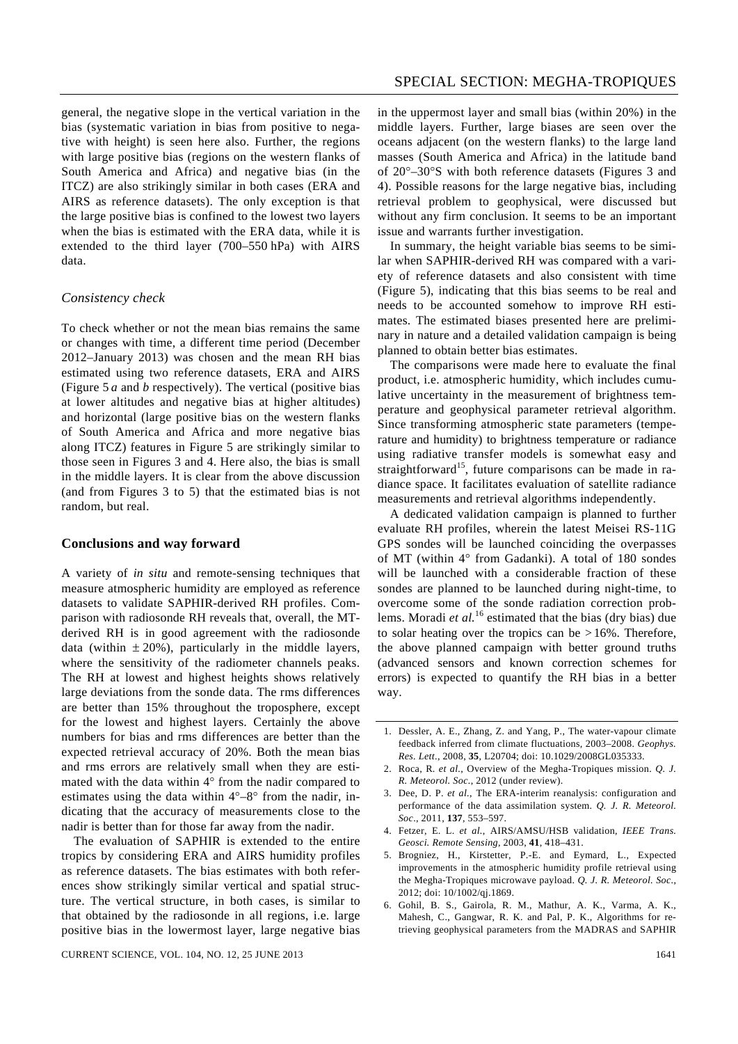general, the negative slope in the vertical variation in the bias (systematic variation in bias from positive to negative with height) is seen here also. Further, the regions with large positive bias (regions on the western flanks of South America and Africa) and negative bias (in the ITCZ) are also strikingly similar in both cases (ERA and AIRS as reference datasets). The only exception is that the large positive bias is confined to the lowest two layers when the bias is estimated with the ERA data, while it is extended to the third layer (700–550 hPa) with AIRS data.

### *Consistency check*

To check whether or not the mean bias remains the same or changes with time, a different time period (December 2012–January 2013) was chosen and the mean RH bias estimated using two reference datasets, ERA and AIRS (Figure 5 *a* and *b* respectively). The vertical (positive bias at lower altitudes and negative bias at higher altitudes) and horizontal (large positive bias on the western flanks of South America and Africa and more negative bias along ITCZ) features in Figure 5 are strikingly similar to those seen in Figures 3 and 4. Here also, the bias is small in the middle layers. It is clear from the above discussion (and from Figures 3 to 5) that the estimated bias is not random, but real.

## **Conclusions and way forward**

A variety of *in situ* and remote-sensing techniques that measure atmospheric humidity are employed as reference datasets to validate SAPHIR-derived RH profiles. Comparison with radiosonde RH reveals that, overall, the MT-derived RH is in good agreement with the radiosonde data (within $\pm 20\%$), particularly in the middle layers, where the sensitivity of the radiometer channels peaks. The RH at lowest and highest heights shows relatively large deviations from the sonde data. The rms differences are better than 15% throughout the troposphere, except for the lowest and highest layers. Certainly the above numbers for bias and rms differences are better than the expected retrieval accuracy of 20%. Both the mean bias and rms errors are relatively small when they are estimated with the data within 4° from the nadir compared to estimates using the data within 4°–8° from the nadir, indicating that the accuracy of measurements close to the nadir is better than for those far away from the nadir.

The evaluation of SAPHIR is extended to the entire tropics by considering ERA and AIRS humidity profiles as reference datasets. The bias estimates with both references show strikingly similar vertical and spatial structure. The vertical structure, in both cases, is similar to that obtained by the radiosonde in all regions, i.e. large positive bias in the lowermost layer, large negative bias in the uppermost layer and small bias (within 20%) in the middle layers. Further, large biases are seen over the oceans adjacent (on the western flanks) to the large land masses (South America and Africa) in the latitude band of 20°–30°S with both reference datasets (Figures 3 and 4). Possible reasons for the large negative bias, including retrieval problem to geophysical, were discussed but without any firm conclusion. It seems to be an important issue and warrants further investigation.

In summary, the height variable bias seems to be similar when SAPHIR-derived RH was compared with a variety of reference datasets and also consistent with time (Figure 5), indicating that this bias seems to be real and needs to be accounted somehow to improve RH estimates. The estimated biases presented here are preliminary in nature and a detailed validation campaign is being planned to obtain better bias estimates.

The comparisons were made here to evaluate the final product, i.e. atmospheric humidity, which includes cumulative uncertainty in the measurement of brightness temperature and geophysical parameter retrieval algorithm. Since transforming atmospheric state parameters (temperature and humidity) to brightness temperature or radiance using radiative transfer models is somewhat easy and straightforward[15], future comparisons can be made in radiance space. It facilitates evaluation of satellite radiance measurements and retrieval algorithms independently.

A dedicated validation campaign is planned to further evaluate RH profiles, wherein the latest Meisei RS-11G GPS sondes will be launched coinciding the overpasses of MT (within 4° from Gadanki). A total of 180 sondes will be launched with a considerable fraction of these sondes are planned to be launched during night-time, to overcome some of the sonde radiation correction problems. Moradi *et al.*[16] estimated that the bias (dry bias) due to solar heating over the tropics can be $> 16\%$. Therefore, the above planned campaign with better ground truths (advanced sensors and known correction schemes for errors) is expected to quantify the RH bias in a better way.

1. Dessler, A. E., Zhang, Z. and Yang, P., The water-vapour climate feedback inferred from climate fluctuations, 2003–2008. *Geophys. Res. Lett.*, 2008, **35**, L20704; doi: 10.1029/2008GL035333.
2. Roca, R. *et al.*, Overview of the Megha-Tropiques mission. *Q. J. R. Meteorol. Soc.*, 2012 (under review).
3. Dee, D. P. *et al.*, The ERA-interim reanalysis: configuration and performance of the data assimilation system. *Q. J. R. Meteorol. Soc.*, 2011, **137**, 553–597.
4. Fetzer, E. L. *et al.*, AIRS/AMSU/HSB validation, *IEEE Trans. Geosci. Remote Sensing*, 2003, **41**, 418–431.
5. Brogniez, H., Kirstetter, P.-E. and Eymard, L., Expected improvements in the atmospheric humidity profile retrieval using the Megha-Tropiques microwave payload. *Q. J. R. Meteorol. Soc.*, 2012; doi: 10/1002/qj.1869.
6. Gohil, B. S., Gairola, R. M., Mathur, A. K., Varma, A. K., Mahesh, C., Gangwar, R. K. and Pal, P. K., Algorithms for retrieving geophysical parameters from the MADRAS and SAPHIR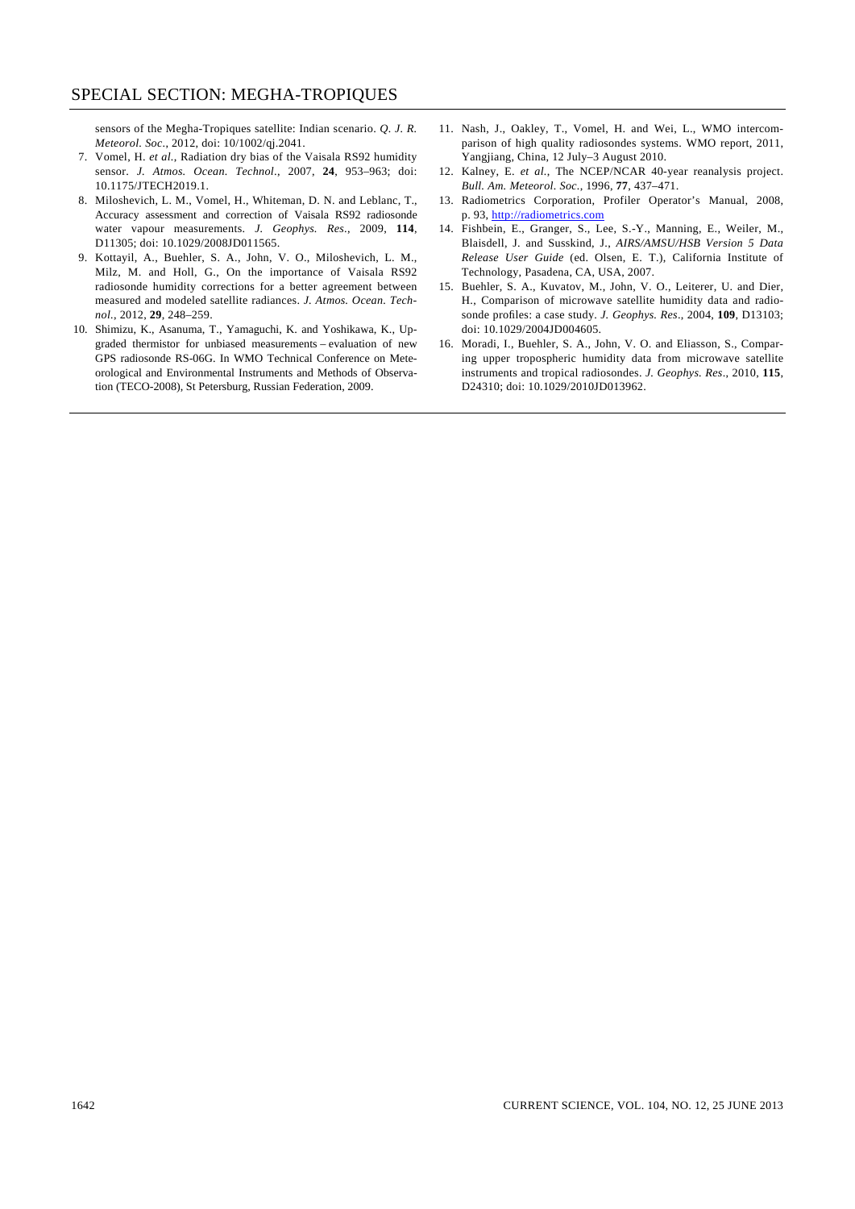sensors of the Megha-Tropiques satellite: Indian scenario. *Q. J. R. Meteorol. Soc.*, 2012, doi: 10/1002/qj.2041.

7. Vomel, H. *et al.*, Radiation dry bias of the Vaisala RS92 humidity sensor. *J. Atmos. Ocean. Technol.*, 2007, **24**, 953–963; doi: 10.1175/JTECH2019.1.
8. Miloshevich, L. M., Vomel, H., Whiteman, D. N. and Leblanc, T., Accuracy assessment and correction of Vaisala RS92 radiosonde water vapour measurements. *J. Geophys. Res.*, 2009, **114**, D11305; doi: 10.1029/2008JD011565.
9. Kottayil, A., Buehler, S. A., John, V. O., Miloshevich, L. M., Milz, M. and Holl, G., On the importance of Vaisala RS92 radiosonde humidity corrections for a better agreement between measured and modeled satellite radiances. *J. Atmos. Ocean. Technol.*, 2012, **29**, 248–259.
10. Shimizu, K., Asanuma, T., Yamaguchi, K. and Yoshikawa, K., Upgraded thermistor for unbiased measurements – evaluation of new GPS radiosonde RS-06G. In WMO Technical Conference on Meteorological and Environmental Instruments and Methods of Observation (TECO-2008), St Petersburg, Russian Federation, 2009.
11. Nash, J., Oakley, T., Vomel, H. and Wei, L., WMO intercomparison of high quality radiosondes systems. WMO report, 2011, Yangjiang, China, 12 July–3 August 2010.
12. Kalney, E. *et al.*, The NCEP/NCAR 40-year reanalysis project. *Bull. Am. Meteorol. Soc.*, 1996, **77**, 437–471.
13. Radiometrics Corporation, Profiler Operator's Manual, 2008, p. 93, http://radiometrics.com
14. Fishbein, E., Granger, S., Lee, S.-Y., Manning, E., Weiler, M., Blaisdell, J. and Susskind, J., *AIRS/AMSU/HSB Version 5 Data Release User Guide* (ed. Olsen, E. T.), California Institute of Technology, Pasadena, CA, USA, 2007.
15. Buehler, S. A., Kuvatov, M., John, V. O., Leiterer, U. and Dier, H., Comparison of microwave satellite humidity data and radiosonde profiles: a case study. *J. Geophys. Res*., 2004, **109**, D13103; doi: 10.1029/2004JD004605.
16. Moradi, I., Buehler, S. A., John, V. O. and Eliasson, S., Comparing upper tropospheric humidity data from microwave satellite instruments and tropical radiosondes. *J. Geophys. Res*., 2010, **115**, D24310; doi: 10.1029/2010JD013962.